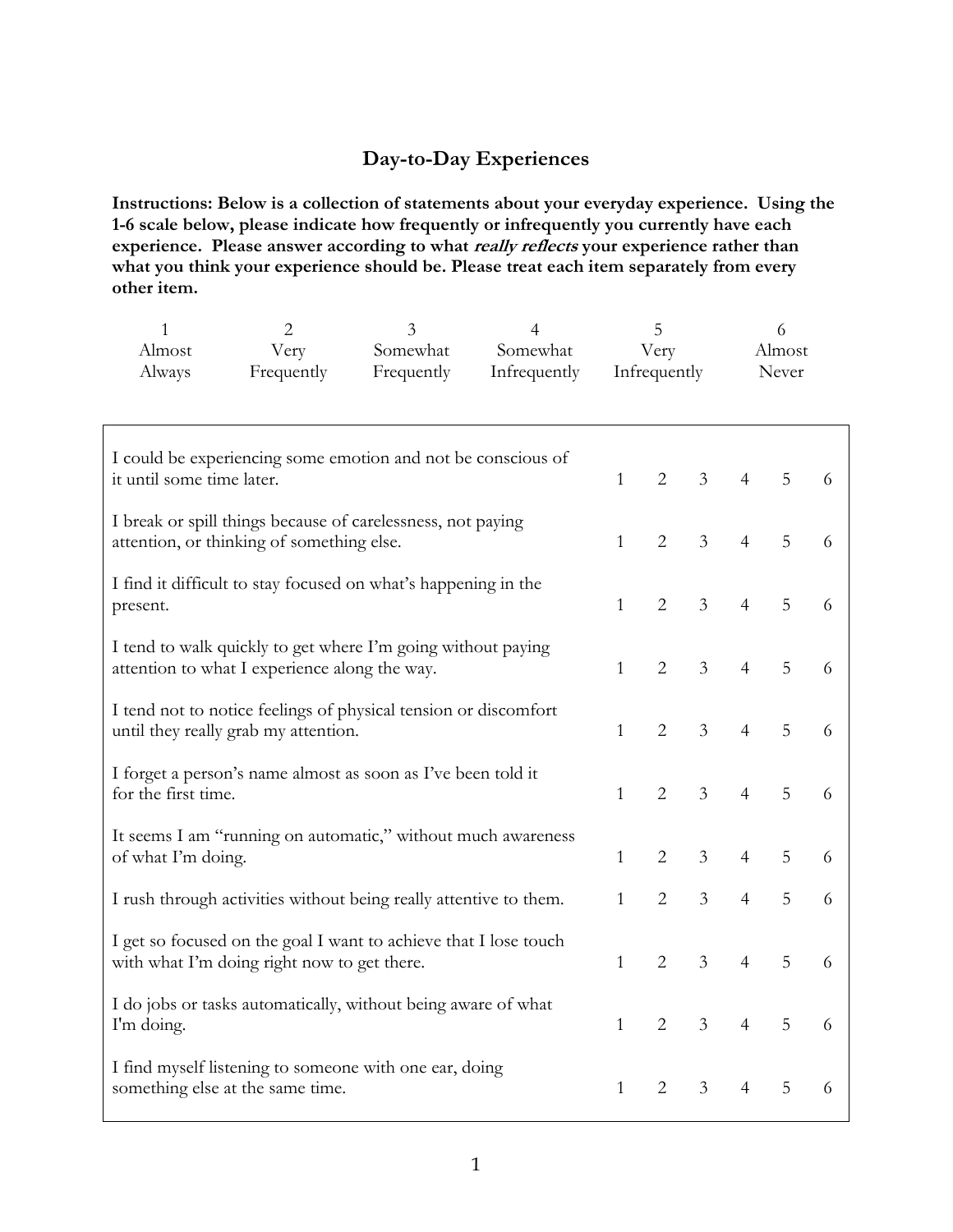# Day-to-Day Experiences

**Instructions: Below is a collection of statements about your everyday experience. Using the 1-6 scale below, please indicate how frequently or infrequently you currently have each experience. Please answer according to what *really reflects* your experience rather than what you think your experience should be. Please treat each item separately from every other item.**

| 1 | 2 | 3 | 4 | 5 | 6 |
|---|---|---|---|---|---|
| Almost Always | Very Frequently | Somewhat Frequently | Somewhat Infrequently | Very Infrequently | Almost Never |

| Statement | | | | | | |
|---|---|---|---|---|---|---|
| I could be experiencing some emotion and not be conscious of it until some time later. | 1 | 2 | 3 | 4 | 5 | 6 |
| I break or spill things because of carelessness, not paying attention, or thinking of something else. | 1 | 2 | 3 | 4 | 5 | 6 |
| I find it difficult to stay focused on what's happening in the present. | 1 | 2 | 3 | 4 | 5 | 6 |
| I tend to walk quickly to get where I'm going without paying attention to what I experience along the way. | 1 | 2 | 3 | 4 | 5 | 6 |
| I tend not to notice feelings of physical tension or discomfort until they really grab my attention. | 1 | 2 | 3 | 4 | 5 | 6 |
| I forget a person's name almost as soon as I've been told it for the first time. | 1 | 2 | 3 | 4 | 5 | 6 |
| It seems I am "running on automatic," without much awareness of what I'm doing. | 1 | 2 | 3 | 4 | 5 | 6 |
| I rush through activities without being really attentive to them. | 1 | 2 | 3 | 4 | 5 | 6 |
| I get so focused on the goal I want to achieve that I lose touch with what I'm doing right now to get there. | 1 | 2 | 3 | 4 | 5 | 6 |
| I do jobs or tasks automatically, without being aware of what I'm doing. | 1 | 2 | 3 | 4 | 5 | 6 |
| I find myself listening to someone with one ear, doing something else at the same time. | 1 | 2 | 3 | 4 | 5 | 6 |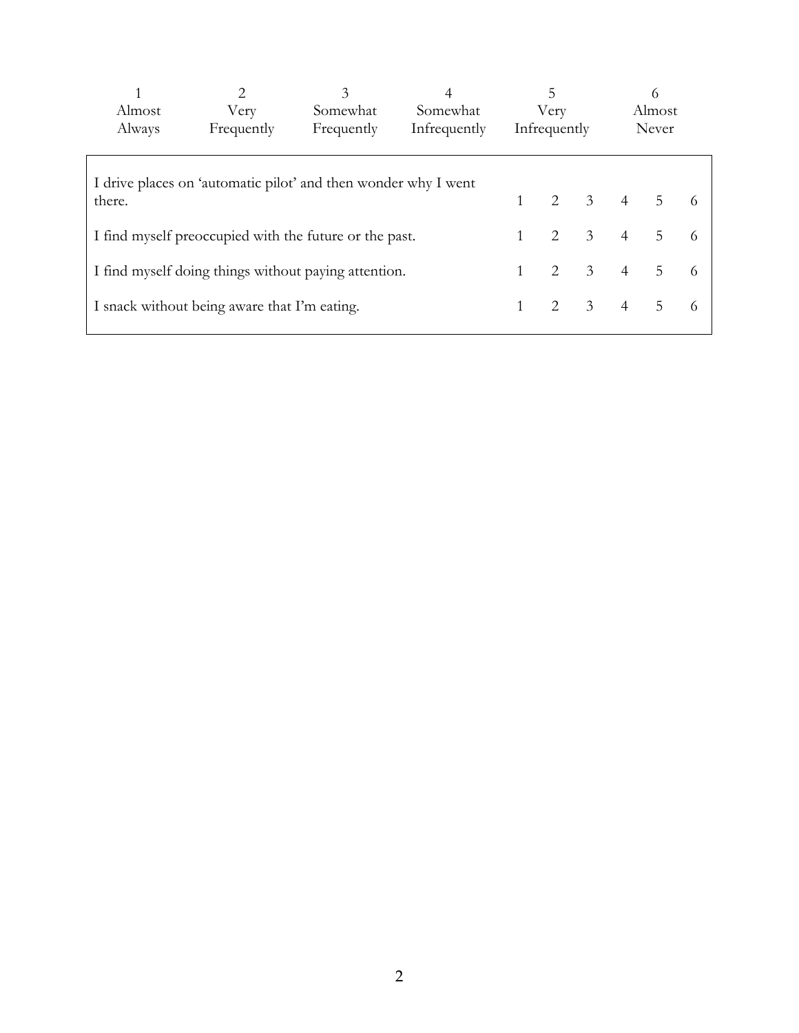| 1 | 2 | 3 | 4 | 5 | 6 |
|---|---|---|---|---|---|
| Almost Always | Very Frequently | Somewhat Frequently | Somewhat Infrequently | Very Infrequently | Almost Never |

| | | | | | | |
|---|---|---|---|---|---|---|
| I drive places on 'automatic pilot' and then wonder why I went there. | 1 | 2 | 3 | 4 | 5 | 6 |
| I find myself preoccupied with the future or the past. | 1 | 2 | 3 | 4 | 5 | 6 |
| I find myself doing things without paying attention. | 1 | 2 | 3 | 4 | 5 | 6 |
| I snack without being aware that I'm eating. | 1 | 2 | 3 | 4 | 5 | 6 |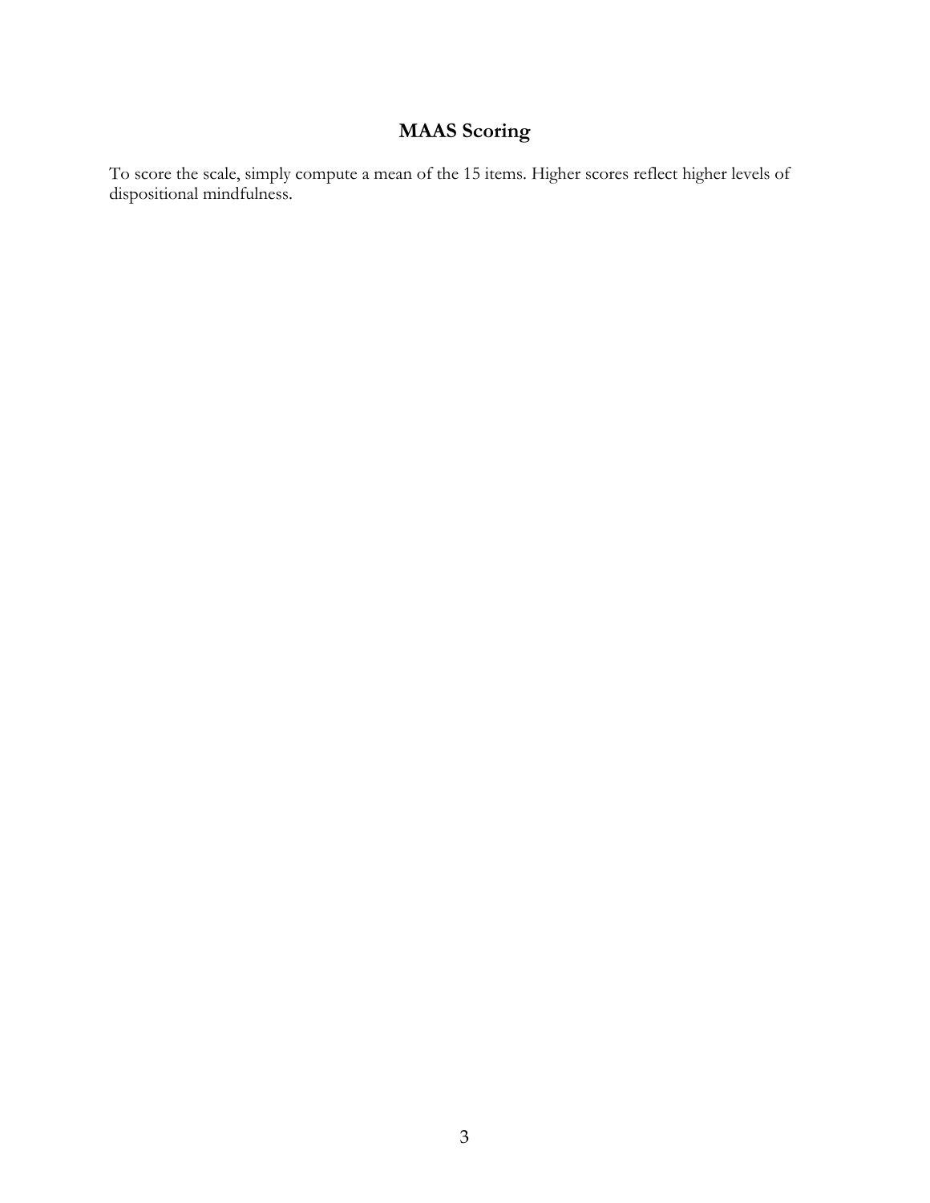## MAAS Scoring

To score the scale, simply compute a mean of the 15 items. Higher scores reflect higher levels of dispositional mindfulness.